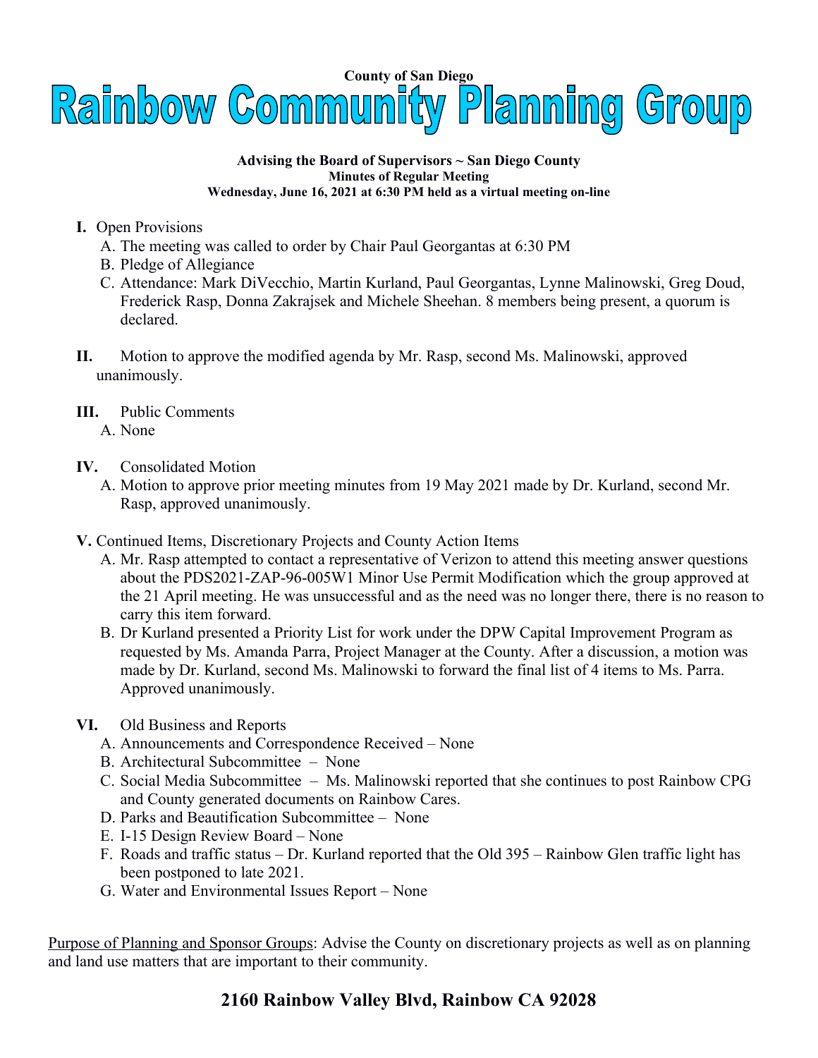County of San Diego

# Rainbow Community Planning Group

**Advising the Board of Supervisors ~ San Diego County**
**Minutes of Regular Meeting**
**Wednesday, June 16, 2021 at 6:30 PM held as a virtual meeting on-line**

**I.** Open Provisions
   A. The meeting was called to order by Chair Paul Georgantas at 6:30 PM
   B. Pledge of Allegiance
   C. Attendance: Mark DiVecchio, Martin Kurland, Paul Georgantas, Lynne Malinowski, Greg Doud, Frederick Rasp, Donna Zakrajsek and Michele Sheehan. 8 members being present, a quorum is declared.

**II.** Motion to approve the modified agenda by Mr. Rasp, second Ms. Malinowski, approved unanimously.

**III.** Public Comments
   A. None

**IV.** Consolidated Motion
   A. Motion to approve prior meeting minutes from 19 May 2021 made by Dr. Kurland, second Mr. Rasp, approved unanimously.

**V.** Continued Items, Discretionary Projects and County Action Items
   A. Mr. Rasp attempted to contact a representative of Verizon to attend this meeting answer questions about the PDS2021-ZAP-96-005W1 Minor Use Permit Modification which the group approved at the 21 April meeting. He was unsuccessful and as the need was no longer there, there is no reason to carry this item forward.
   B. Dr Kurland presented a Priority List for work under the DPW Capital Improvement Program as requested by Ms. Amanda Parra, Project Manager at the County. After a discussion, a motion was made by Dr. Kurland, second Ms. Malinowski to forward the final list of 4 items to Ms. Parra. Approved unanimously.

**VI.** Old Business and Reports
   A. Announcements and Correspondence Received – None
   B. Architectural Subcommittee – None
   C. Social Media Subcommittee – Ms. Malinowski reported that she continues to post Rainbow CPG and County generated documents on Rainbow Cares.
   D. Parks and Beautification Subcommittee – None
   E. I-15 Design Review Board – None
   F. Roads and traffic status – Dr. Kurland reported that the Old 395 – Rainbow Glen traffic light has been postponed to late 2021.
   G. Water and Environmental Issues Report – None

Purpose of Planning and Sponsor Groups: Advise the County on discretionary projects as well as on planning and land use matters that are important to their community.

**2160 Rainbow Valley Blvd, Rainbow CA 92028**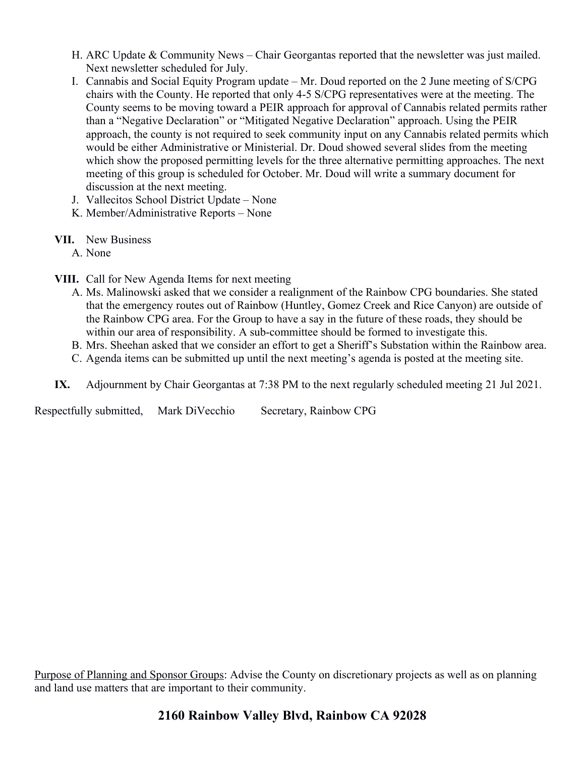H. ARC Update & Community News – Chair Georgantas reported that the newsletter was just mailed. Next newsletter scheduled for July.
I. Cannabis and Social Equity Program update – Mr. Doud reported on the 2 June meeting of S/CPG chairs with the County. He reported that only 4-5 S/CPG representatives were at the meeting. The County seems to be moving toward a PEIR approach for approval of Cannabis related permits rather than a "Negative Declaration" or "Mitigated Negative Declaration" approach. Using the PEIR approach, the county is not required to seek community input on any Cannabis related permits which would be either Administrative or Ministerial. Dr. Doud showed several slides from the meeting which show the proposed permitting levels for the three alternative permitting approaches. The next meeting of this group is scheduled for October. Mr. Doud will write a summary document for discussion at the next meeting.
J. Vallecitos School District Update – None
K. Member/Administrative Reports – None

**VII.** New Business

A. None

**VIII.** Call for New Agenda Items for next meeting

A. Ms. Malinowski asked that we consider a realignment of the Rainbow CPG boundaries. She stated that the emergency routes out of Rainbow (Huntley, Gomez Creek and Rice Canyon) are outside of the Rainbow CPG area. For the Group to have a say in the future of these roads, they should be within our area of responsibility. A sub-committee should be formed to investigate this.
B. Mrs. Sheehan asked that we consider an effort to get a Sheriff's Substation within the Rainbow area.
C. Agenda items can be submitted up until the next meeting's agenda is posted at the meeting site.

**IX.** Adjournment by Chair Georgantas at 7:38 PM to the next regularly scheduled meeting 21 Jul 2021.

Respectfully submitted, Mark DiVecchio Secretary, Rainbow CPG

<u>Purpose of Planning and Sponsor Groups</u>: Advise the County on discretionary projects as well as on planning and land use matters that are important to their community.

**2160 Rainbow Valley Blvd, Rainbow CA 92028**